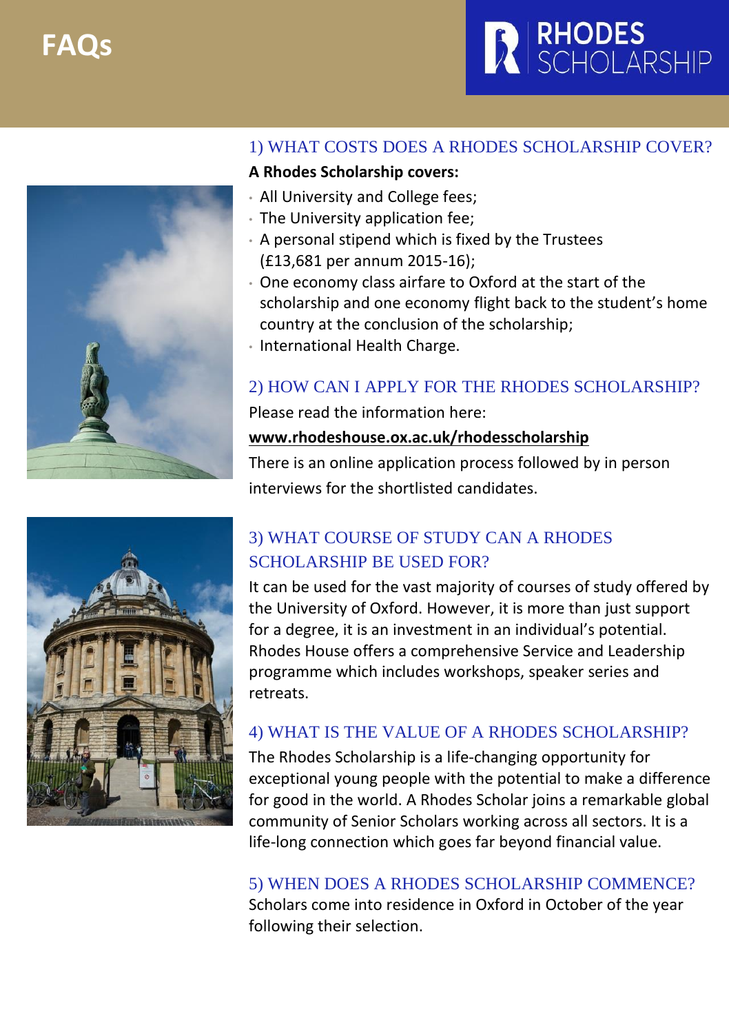# FAQs

RHODES SCHOLARSHIP

## 1) WHAT COSTS DOES A RHODES SCHOLARSHIP COVER?

**A Rhodes Scholarship covers:**

- All University and College fees;
- The University application fee;
- A personal stipend which is fixed by the Trustees (£13,681 per annum 2015-16);
- One economy class airfare to Oxford at the start of the scholarship and one economy flight back to the student's home country at the conclusion of the scholarship;
- International Health Charge.

## 2) HOW CAN I APPLY FOR THE RHODES SCHOLARSHIP?

Please read the information here:

**www.rhodeshouse.ox.ac.uk/rhodesscholarship**

There is an online application process followed by in person interviews for the shortlisted candidates.

## 3) WHAT COURSE OF STUDY CAN A RHODES SCHOLARSHIP BE USED FOR?

It can be used for the vast majority of courses of study offered by the University of Oxford. However, it is more than just support for a degree, it is an investment in an individual's potential. Rhodes House offers a comprehensive Service and Leadership programme which includes workshops, speaker series and retreats.

## 4) WHAT IS THE VALUE OF A RHODES SCHOLARSHIP?

The Rhodes Scholarship is a life-changing opportunity for exceptional young people with the potential to make a difference for good in the world. A Rhodes Scholar joins a remarkable global community of Senior Scholars working across all sectors. It is a life-long connection which goes far beyond financial value.

## 5) WHEN DOES A RHODES SCHOLARSHIP COMMENCE?

Scholars come into residence in Oxford in October of the year following their selection.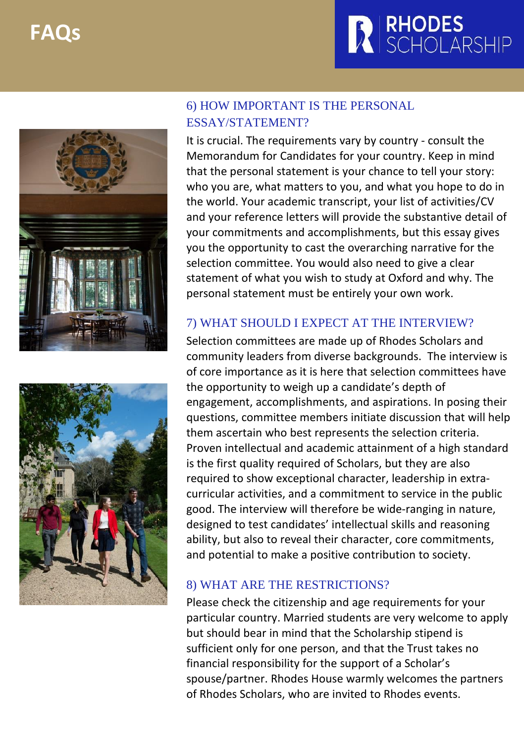# FAQs

## 6) HOW IMPORTANT IS THE PERSONAL ESSAY/STATEMENT?

It is crucial. The requirements vary by country - consult the Memorandum for Candidates for your country. Keep in mind that the personal statement is your chance to tell your story: who you are, what matters to you, and what you hope to do in the world. Your academic transcript, your list of activities/CV and your reference letters will provide the substantive detail of your commitments and accomplishments, but this essay gives you the opportunity to cast the overarching narrative for the selection committee. You would also need to give a clear statement of what you wish to study at Oxford and why. The personal statement must be entirely your own work.

## 7) WHAT SHOULD I EXPECT AT THE INTERVIEW?

Selection committees are made up of Rhodes Scholars and community leaders from diverse backgrounds. The interview is of core importance as it is here that selection committees have the opportunity to weigh up a candidate's depth of engagement, accomplishments, and aspirations. In posing their questions, committee members initiate discussion that will help them ascertain who best represents the selection criteria. Proven intellectual and academic attainment of a high standard is the first quality required of Scholars, but they are also required to show exceptional character, leadership in extra-curricular activities, and a commitment to service in the public good. The interview will therefore be wide-ranging in nature, designed to test candidates' intellectual skills and reasoning ability, but also to reveal their character, core commitments, and potential to make a positive contribution to society.

## 8) WHAT ARE THE RESTRICTIONS?

Please check the citizenship and age requirements for your particular country. Married students are very welcome to apply but should bear in mind that the Scholarship stipend is sufficient only for one person, and that the Trust takes no financial responsibility for the support of a Scholar's spouse/partner. Rhodes House warmly welcomes the partners of Rhodes Scholars, who are invited to Rhodes events.